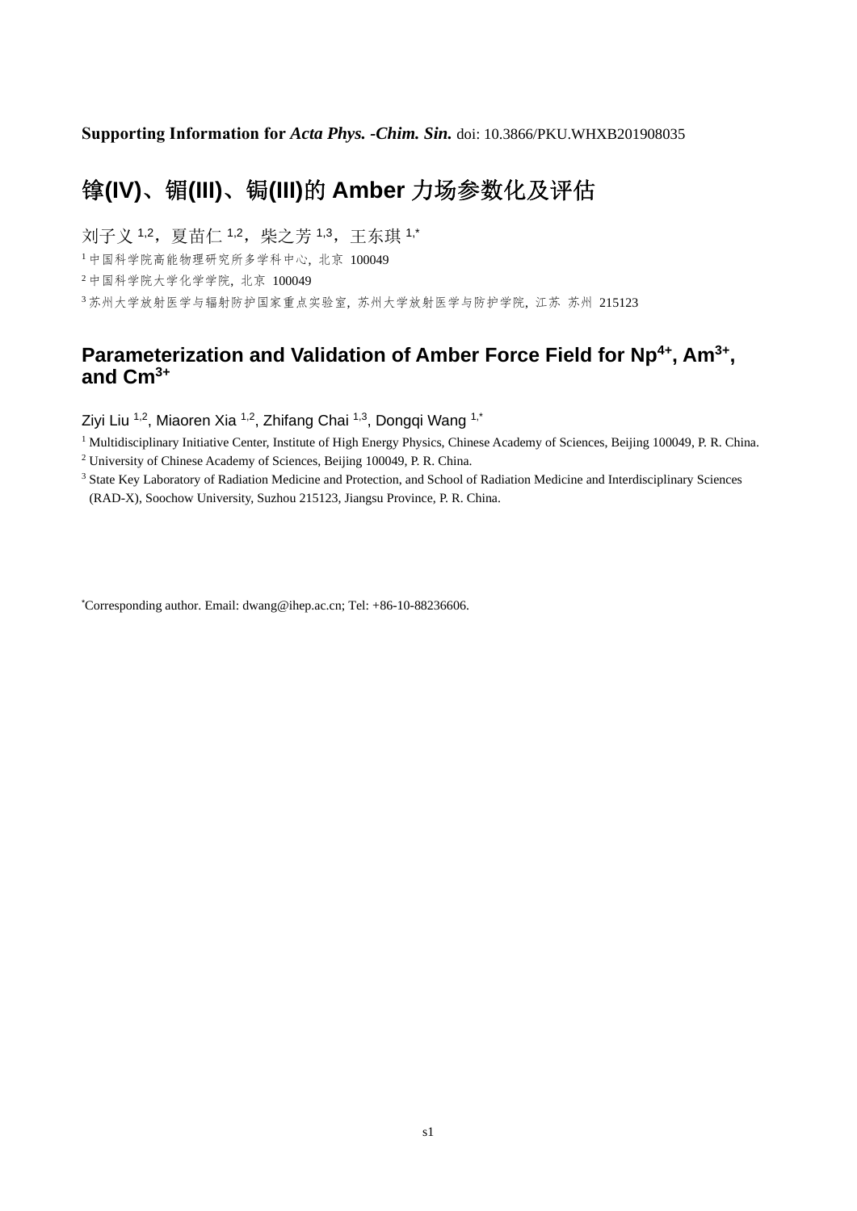**Supporting Information for** ***Acta Phys. -Chim. Sin.*** doi: 10.3866/PKU.WHXB201908035

# 镎(IV)、镅(III)、锔(III)的 Amber 力场参数化及评估

刘子义 [1,2]，夏苗仁 [1,2]，柴之芳 [1,3]，王东琪 [1,*]

[1] 中国科学院高能物理研究所多学科中心，北京 100049

[2] 中国科学院大学化学学院，北京 100049

[3] 苏州大学放射医学与辐射防护国家重点实验室，苏州大学放射医学与防护学院，江苏 苏州 215123

# Parameterization and Validation of Amber Force Field for $Np^{4+}$, $Am^{3+}$, and $Cm^{3+}$

Ziyi Liu [1,2], Miaoren Xia [1,2], Zhifang Chai [1,3], Dongqi Wang [1,*]

[1] Multidisciplinary Initiative Center, Institute of High Energy Physics, Chinese Academy of Sciences, Beijing 100049, P. R. China.

[2] University of Chinese Academy of Sciences, Beijing 100049, P. R. China.

[3] State Key Laboratory of Radiation Medicine and Protection, and School of Radiation Medicine and Interdisciplinary Sciences (RAD-X), Soochow University, Suzhou 215123, Jiangsu Province, P. R. China.

[*]Corresponding author. Email: dwang@ihep.ac.cn; Tel: +86-10-88236606.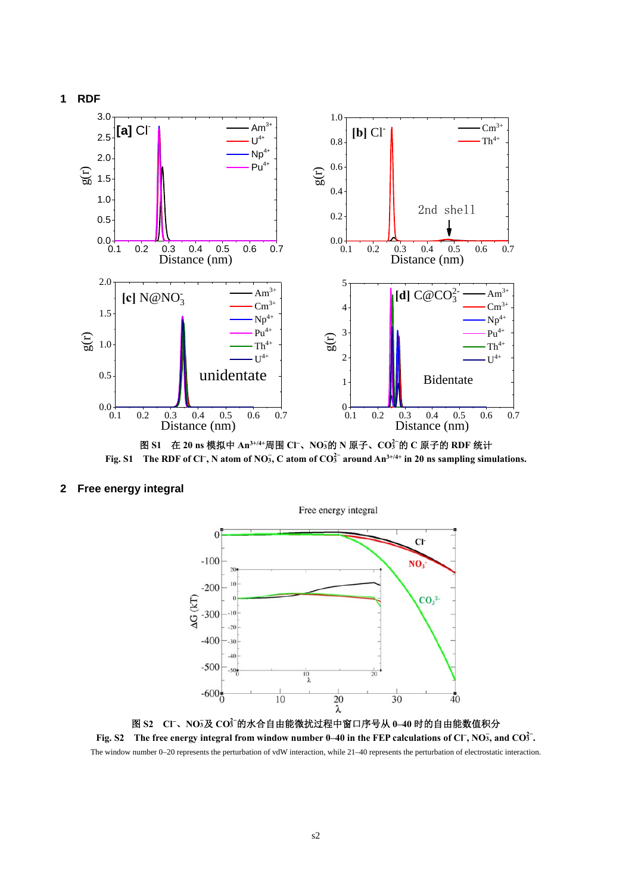## 1 RDF

图 S1 在 20 ns 模拟中 $An^{3+/4+}$周围 $Cl^-$、$NO_3^-$的 N 原子、$CO_3^{2-}$的 C 原子的 RDF 统计

**Fig. S1 The RDF of $Cl^-$, N atom of $NO_3^-$, C atom of $CO_3^{2-}$ around $An^{3+/4+}$ in 20 ns sampling simulations.**

## 2 Free energy integral

图 S2 $Cl^-$、$NO_3^-$及 $CO_3^{2-}$的水合自由能微扰过程中窗口序号从 0–40 时的自由能数值积分

**Fig. S2 The free energy integral from window number 0–40 in the FEP calculations of $Cl^-$, $NO_3^-$, and $CO_3^{2-}$.**

The window number 0–20 represents the perturbation of vdW interaction, while 21–40 represents the perturbation of electrostatic interaction.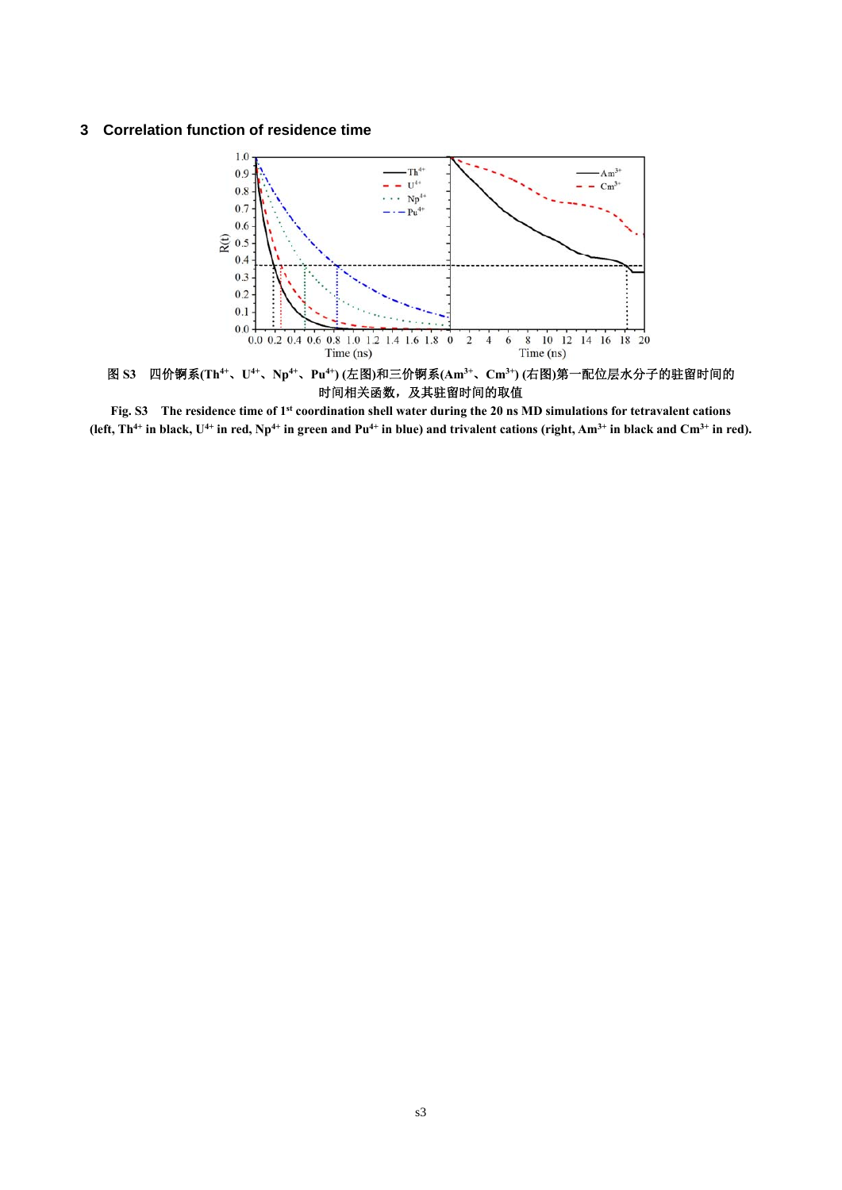## 3 Correlation function of residence time

R(t)

1.0
0.9
0.8
0.7
0.6
0.5
0.4
0.3
0.2
0.1
0.0

0.0 0.2 0.4 0.6 0.8 1.0 1.2 1.4 1.6 1.8

Time (ns)

$Th^{4+}$
$U^{4+}$
$Np^{4+}$
$Pu^{4+}$

0 2 4 6 8 10 12 14 16 18 20

Time (ns)

$Am^{3+}$
$Cm^{3+}$

**图 S3 四价锕系($Th^{4+}$、$U^{4+}$、$Np^{4+}$、$Pu^{4+}$) (左图)和三价锕系($Am^{3+}$、$Cm^{3+}$) (右图)第一配位层水分子的驻留时间的时间相关函数，及其驻留时间的取值**

**Fig. S3 The residence time of 1st coordination shell water during the 20 ns MD simulations for tetravalent cations (left, $Th^{4+}$ in black, $U^{4+}$ in red, $Np^{4+}$ in green and $Pu^{4+}$ in blue) and trivalent cations (right, $Am^{3+}$ in black and $Cm^{3+}$ in red).**